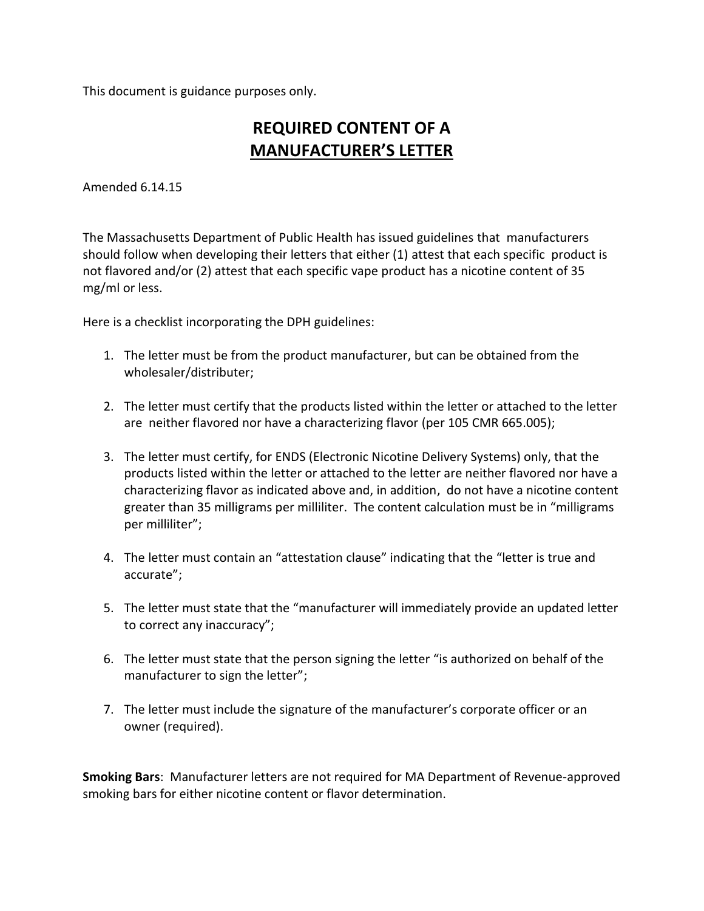This document is guidance purposes only.

# REQUIRED CONTENT OF A MANUFACTURER'S LETTER

Amended 6.14.15

The Massachusetts Department of Public Health has issued guidelines that manufacturers should follow when developing their letters that either (1) attest that each specific product is not flavored and/or (2) attest that each specific vape product has a nicotine content of 35 mg/ml or less.

Here is a checklist incorporating the DPH guidelines:

1. The letter must be from the product manufacturer, but can be obtained from the wholesaler/distributer;

2. The letter must certify that the products listed within the letter or attached to the letter are neither flavored nor have a characterizing flavor (per 105 CMR 665.005);

3. The letter must certify, for ENDS (Electronic Nicotine Delivery Systems) only, that the products listed within the letter or attached to the letter are neither flavored nor have a characterizing flavor as indicated above and, in addition, do not have a nicotine content greater than 35 milligrams per milliliter. The content calculation must be in "milligrams per milliliter";

4. The letter must contain an "attestation clause" indicating that the "letter is true and accurate";

5. The letter must state that the "manufacturer will immediately provide an updated letter to correct any inaccuracy";

6. The letter must state that the person signing the letter "is authorized on behalf of the manufacturer to sign the letter";

7. The letter must include the signature of the manufacturer's corporate officer or an owner (required).

**Smoking Bars**: Manufacturer letters are not required for MA Department of Revenue-approved smoking bars for either nicotine content or flavor determination.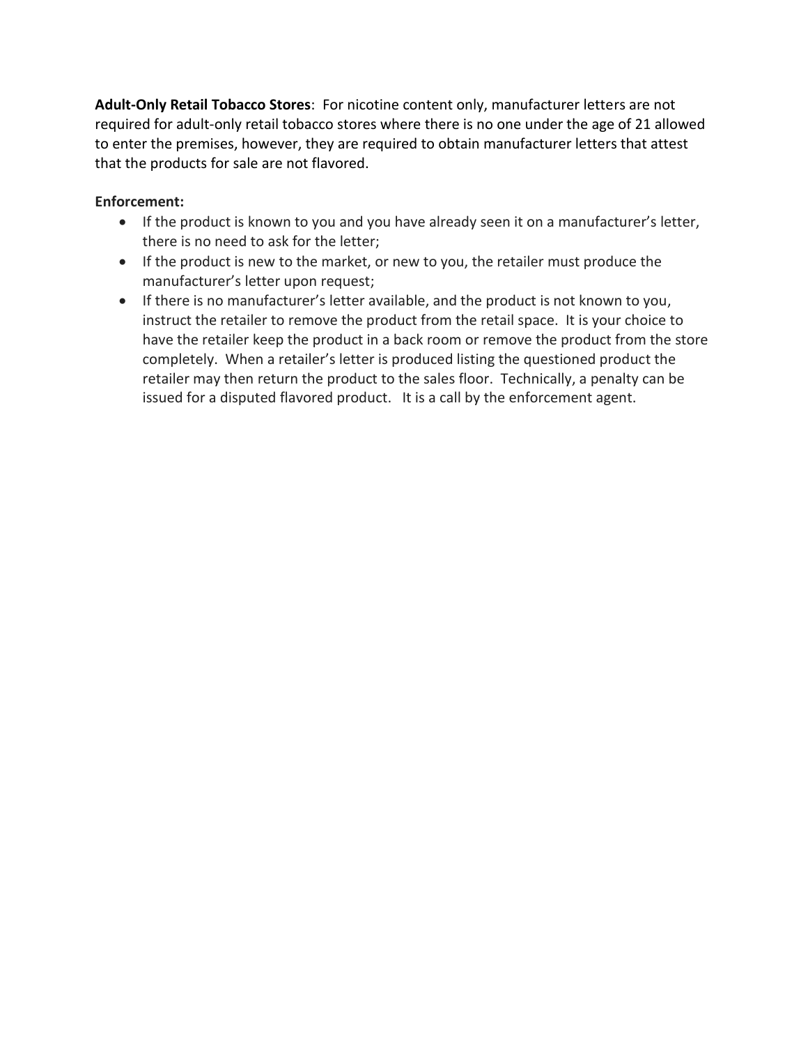**Adult-Only Retail Tobacco Stores**: For nicotine content only, manufacturer letters are not required for adult-only retail tobacco stores where there is no one under the age of 21 allowed to enter the premises, however, they are required to obtain manufacturer letters that attest that the products for sale are not flavored.

**Enforcement:**

- If the product is known to you and you have already seen it on a manufacturer's letter, there is no need to ask for the letter;
- If the product is new to the market, or new to you, the retailer must produce the manufacturer's letter upon request;
- If there is no manufacturer's letter available, and the product is not known to you, instruct the retailer to remove the product from the retail space. It is your choice to have the retailer keep the product in a back room or remove the product from the store completely. When a retailer's letter is produced listing the questioned product the retailer may then return the product to the sales floor. Technically, a penalty can be issued for a disputed flavored product. It is a call by the enforcement agent.